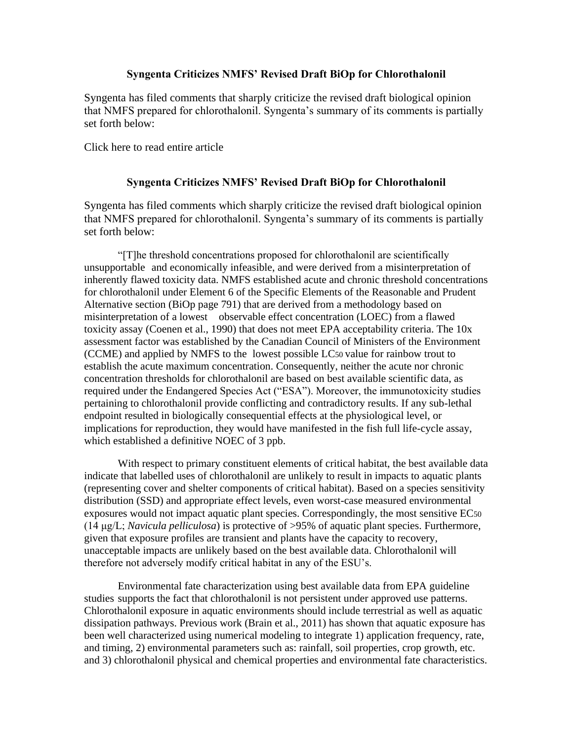### Syngenta Criticizes NMFS' Revised Draft BiOp for Chlorothalonil

Syngenta has filed comments that sharply criticize the revised draft biological opinion that NMFS prepared for chlorothalonil. Syngenta's summary of its comments is partially set forth below:

Click here to read entire article

### Syngenta Criticizes NMFS' Revised Draft BiOp for Chlorothalonil

Syngenta has filed comments which sharply criticize the revised draft biological opinion that NMFS prepared for chlorothalonil. Syngenta's summary of its comments is partially set forth below:

"[T]he threshold concentrations proposed for chlorothalonil are scientifically unsupportable and economically infeasible, and were derived from a misinterpretation of inherently flawed toxicity data. NMFS established acute and chronic threshold concentrations for chlorothalonil under Element 6 of the Specific Elements of the Reasonable and Prudent Alternative section (BiOp page 791) that are derived from a methodology based on misinterpretation of a lowest observable effect concentration (LOEC) from a flawed toxicity assay (Coenen et al., 1990) that does not meet EPA acceptability criteria. The 10x assessment factor was established by the Canadian Council of Ministers of the Environment (CCME) and applied by NMFS to the lowest possible $LC_{50}$ value for rainbow trout to establish the acute maximum concentration. Consequently, neither the acute nor chronic concentration thresholds for chlorothalonil are based on best available scientific data, as required under the Endangered Species Act ("ESA"). Moreover, the immunotoxicity studies pertaining to chlorothalonil provide conflicting and contradictory results. If any sub-lethal endpoint resulted in biologically consequential effects at the physiological level, or implications for reproduction, they would have manifested in the fish full life-cycle assay, which established a definitive NOEC of 3 ppb.

With respect to primary constituent elements of critical habitat, the best available data indicate that labelled uses of chlorothalonil are unlikely to result in impacts to aquatic plants (representing cover and shelter components of critical habitat). Based on a species sensitivity distribution (SSD) and appropriate effect levels, even worst-case measured environmental exposures would not impact aquatic plant species. Correspondingly, the most sensitive $EC_{50}$ (14 µg/L; *Navicula pelliculosa*) is protective of >95% of aquatic plant species. Furthermore, given that exposure profiles are transient and plants have the capacity to recovery, unacceptable impacts are unlikely based on the best available data. Chlorothalonil will therefore not adversely modify critical habitat in any of the ESU's.

Environmental fate characterization using best available data from EPA guideline studies supports the fact that chlorothalonil is not persistent under approved use patterns. Chlorothalonil exposure in aquatic environments should include terrestrial as well as aquatic dissipation pathways. Previous work (Brain et al., 2011) has shown that aquatic exposure has been well characterized using numerical modeling to integrate 1) application frequency, rate, and timing, 2) environmental parameters such as: rainfall, soil properties, crop growth, etc. and 3) chlorothalonil physical and chemical properties and environmental fate characteristics.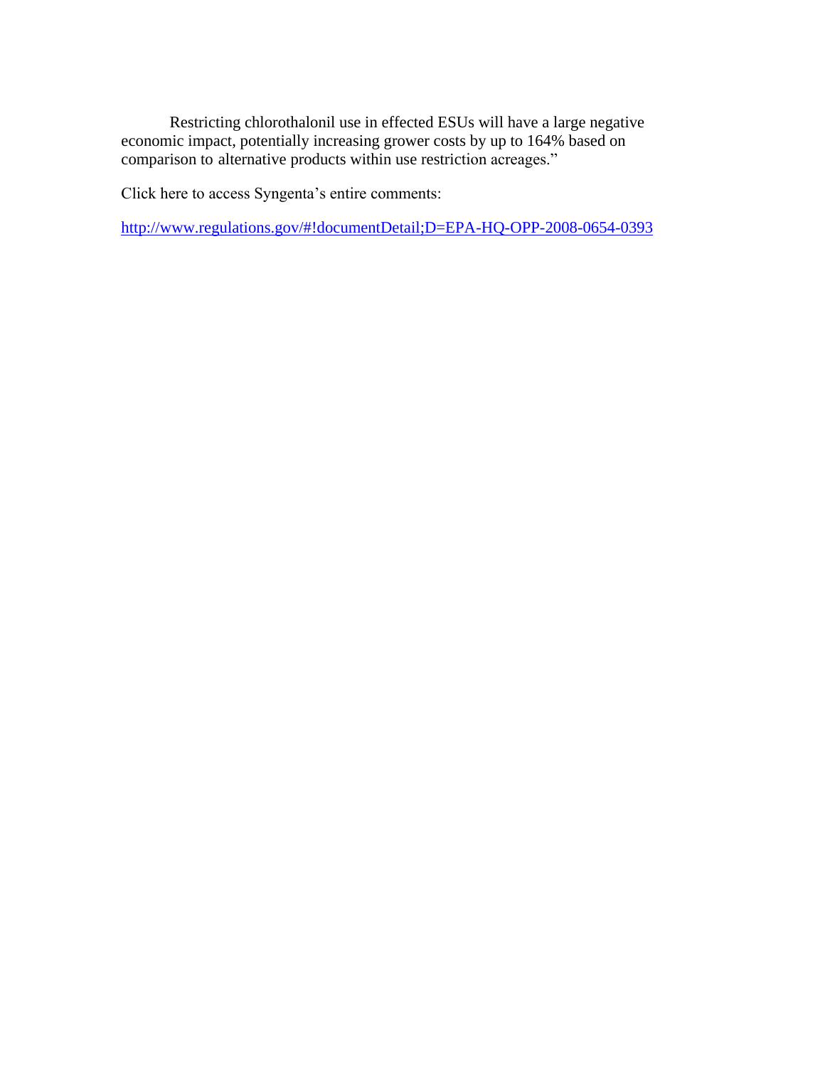Restricting chlorothalonil use in effected ESUs will have a large negative economic impact, potentially increasing grower costs by up to 164% based on comparison to alternative products within use restriction acreages."

Click here to access Syngenta's entire comments:

[http://www.regulations.gov/#!documentDetail;D=EPA-HQ-OPP-2008-0654-0393](http://www.regulations.gov/#!documentDetail;D=EPA-HQ-OPP-2008-0654-0393)